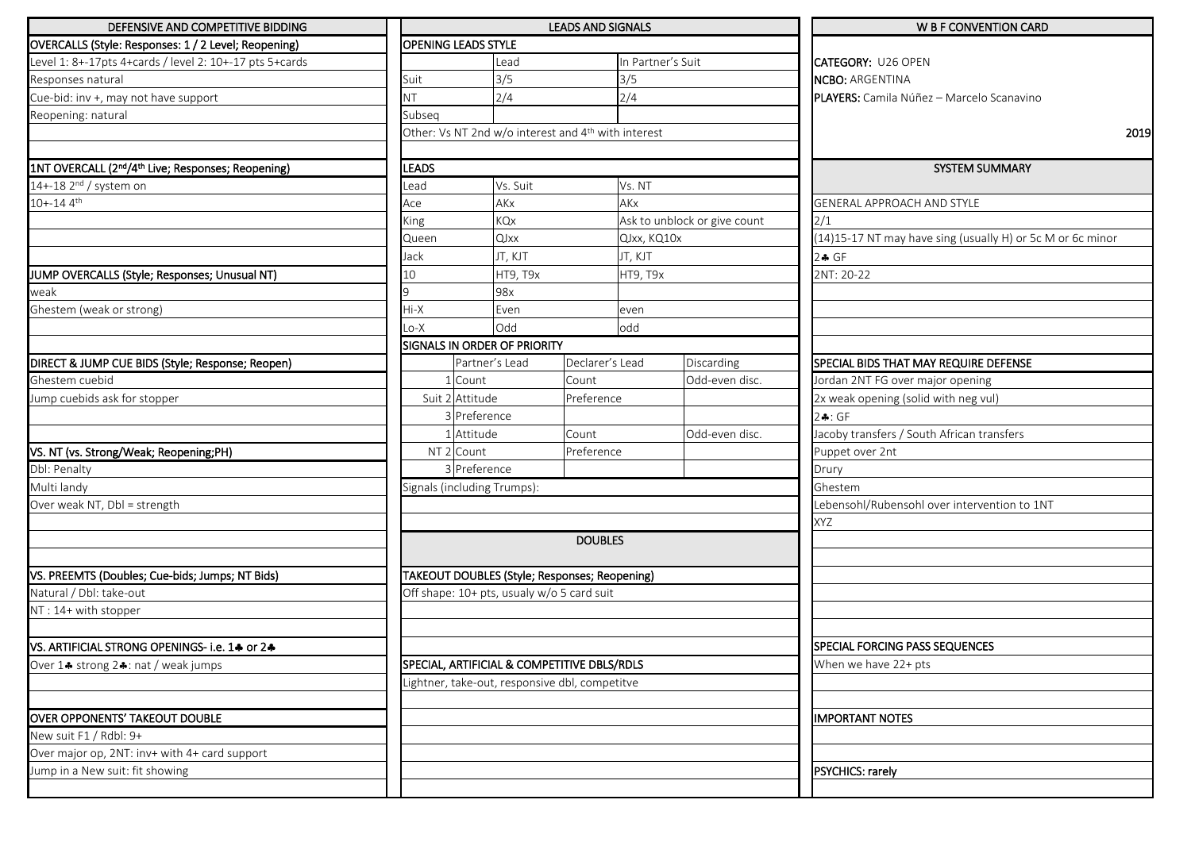# DEFENSIVE AND COMPETITIVE BIDDING

## OVERCALLS (Style: Responses: 1 / 2 Level; Reopening)

Level 1: 8+-17pts 4+cards / level 2: 10+-17 pts 5+cards

Responses natural

Cue-bid: inv +, may not have support

Reopening: natural

## 1NT OVERCALL (2nd/4th Live; Responses; Reopening)

14+-18 2nd / system on

10+-14 4th

## JUMP OVERCALLS (Style; Responses; Unusual NT)

weak

Ghestem (weak or strong)

## DIRECT & JUMP CUE BIDS (Style; Response; Reopen)

Ghestem cuebid

Jump cuebids ask for stopper

## VS. NT (vs. Strong/Weak; Reopening;PH)

Dbl: Penalty

Multi landy

Over weak NT, Dbl = strength

## VS. PREEMTS (Doubles; Cue-bids; Jumps; NT Bids)

Natural / Dbl: take-out

NT : 14+ with stopper

## VS. ARTIFICIAL STRONG OPENINGS- i.e. 1♣ or 2♣

Over 1♣ strong 2♣: nat / weak jumps

## OVER OPPONENTS' TAKEOUT DOUBLE

New suit F1 / Rdbl: 9+

Over major op, 2NT: inv+ with 4+ card support

Jump in a New suit: fit showing

# LEADS AND SIGNALS

## OPENING LEADS STYLE

| | Lead | In Partner's Suit |
|---|---|---|
| Suit | 3/5 | 3/5 |
| NT | 2/4 | 2/4 |
| Subseq | | |

Other: Vs NT 2nd w/o interest and 4th with interest

## LEADS

| Lead | Vs. Suit | Vs. NT |
|---|---|---|
| Ace | AKx | AKx |
| King | KQx | Ask to unblock or give count |
| Queen | QJxx | QJxx, KQ10x |
| Jack | JT, KJT | JT, KJT |
| 10 | HT9, T9x | HT9, T9x |
| 9 | 98x | |
| Hi-X | Even | even |
| Lo-X | Odd | odd |

## SIGNALS IN ORDER OF PRIORITY

| | | Partner's Lead | Declarer's Lead | Discarding |
|---|---|---|---|---|
| Suit | 1 | Count | Count | Odd-even disc. |
| | 2 | Attitude | Preference | |
| | 3 | Preference | | |
| NT | 1 | Attitude | Count | Odd-even disc. |
| | 2 | Count | Preference | |
| | 3 | Preference | | |

Signals (including Trumps):

# DOUBLES

## TAKEOUT DOUBLES (Style; Responses; Reopening)

Off shape: 10+ pts, usualy w/o 5 card suit

## SPECIAL, ARTIFICIAL & COMPETITIVE DBLS/RDLS

Lightner, take-out, responsive dbl, competitve

# W B F CONVENTION CARD

**CATEGORY:** U26 OPEN

**NCBO:** ARGENTINA

**PLAYERS:** Camila Núñez – Marcelo Scanavino

2019

## SYSTEM SUMMARY

GENERAL APPROACH AND STYLE

2/1

(14)15-17 NT may have sing (usually H) or 5c M or 6c minor

2♣ GF

2NT: 20-22

## SPECIAL BIDS THAT MAY REQUIRE DEFENSE

Jordan 2NT FG over major opening

2x weak opening (solid with neg vul)

2♣: GF

Jacoby transfers / South African transfers

Puppet over 2nt

Drury

Ghestem

Lebensohl/Rubensohl over intervention to 1NT

XYZ

## SPECIAL FORCING PASS SEQUENCES

When we have 22+ pts

## IMPORTANT NOTES

## PSYCHICS: rarely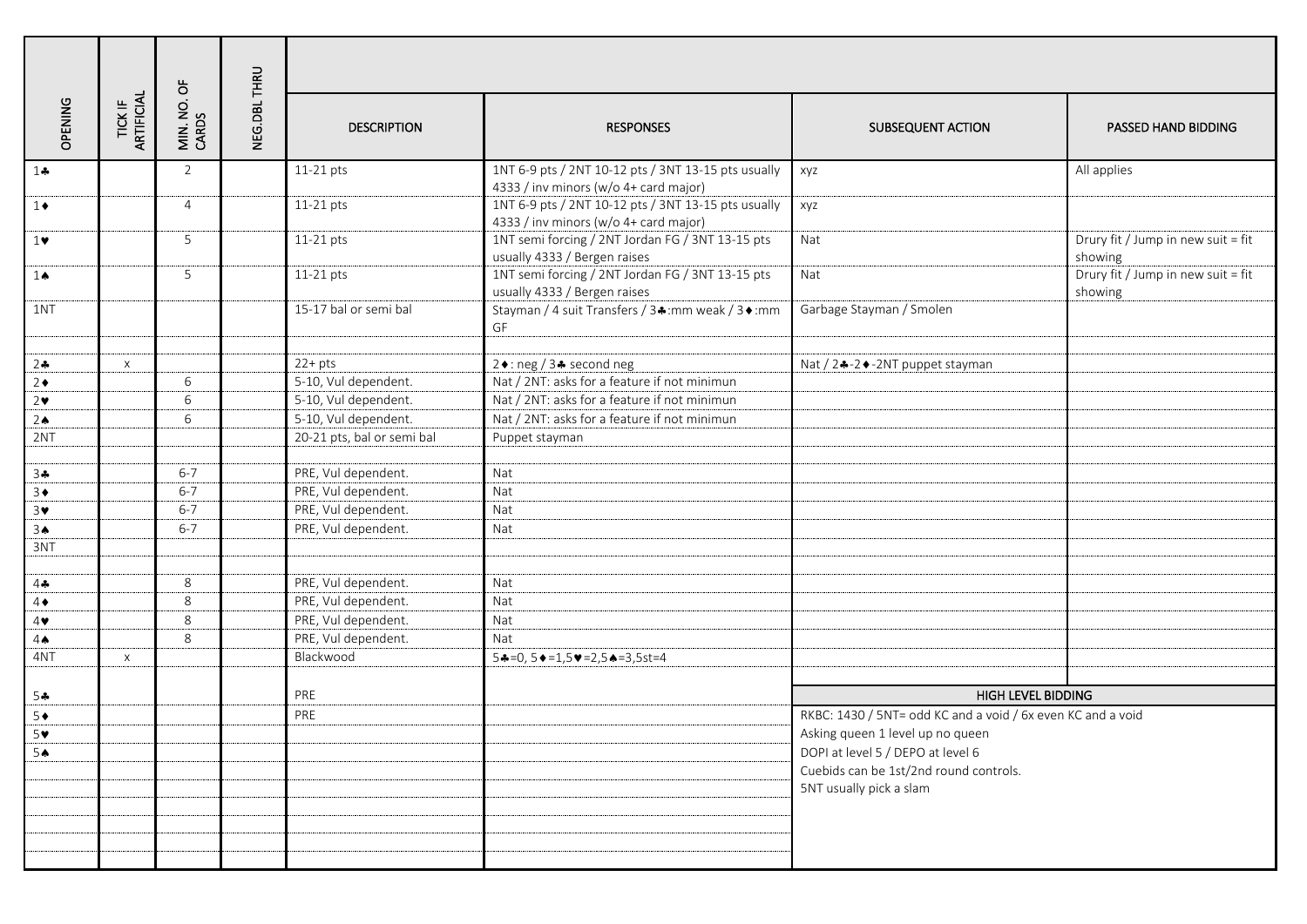| OPENING | TICK IF ARTIFICIAL | MIN. NO. OF CARDS | NEG.DBL THRU | DESCRIPTION | RESPONSES | SUBSEQUENT ACTION | PASSED HAND BIDDING |
|---|---|---|---|---|---|---|---|
| 1♣ | | 2 | | 11-21 pts | 1NT 6-9 pts / 2NT 10-12 pts / 3NT 13-15 pts usually 4333 / inv minors (w/o 4+ card major) | xyz | All applies |
| 1♦ | | 4 | | 11-21 pts | 1NT 6-9 pts / 2NT 10-12 pts / 3NT 13-15 pts usually 4333 / inv minors (w/o 4+ card major) | xyz | |
| 1♥ | | 5 | | 11-21 pts | 1NT semi forcing / 2NT Jordan FG / 3NT 13-15 pts usually 4333 / Bergen raises | Nat | Drury fit / Jump in new suit = fit showing |
| 1♠ | | 5 | | 11-21 pts | 1NT semi forcing / 2NT Jordan FG / 3NT 13-15 pts usually 4333 / Bergen raises | Nat | Drury fit / Jump in new suit = fit showing |
| 1NT | | | | 15-17 bal or semi bal | Stayman / 4 suit Transfers / 3♣:mm weak / 3♦:mm GF | Garbage Stayman / Smolen | |
| | | | | | | | |
| 2♣ | x | | | 22+ pts | 2♦: neg / 3♣ second neg | Nat / 2♣-2♦-2NT puppet stayman | |
| 2♦ | | 6 | | 5-10, Vul dependent. | Nat / 2NT: asks for a feature if not minimun | | |
| 2♥ | | 6 | | 5-10, Vul dependent. | Nat / 2NT: asks for a feature if not minimun | | |
| 2♠ | | 6 | | 5-10, Vul dependent. | Nat / 2NT: asks for a feature if not minimun | | |
| 2NT | | | | 20-21 pts, bal or semi bal | Puppet stayman | | |
| | | | | | | | |
| 3♣ | | 6-7 | | PRE, Vul dependent. | Nat | | |
| 3♦ | | 6-7 | | PRE, Vul dependent. | Nat | | |
| 3♥ | | 6-7 | | PRE, Vul dependent. | Nat | | |
| 3♠ | | 6-7 | | PRE, Vul dependent. | Nat | | |
| 3NT | | | | | | | |
| | | | | | | | |
| 4♣ | | 8 | | PRE, Vul dependent. | Nat | | |
| 4♦ | | 8 | | PRE, Vul dependent. | Nat | | |
| 4♥ | | 8 | | PRE, Vul dependent. | Nat | | |
| 4♠ | | 8 | | PRE, Vul dependent. | Nat | | |
| 4NT | x | | | Blackwood | 5♣=0, 5♦=1,5♥=2,5♠=3,5st=4 | | |
| | | | | | | | |
| 5♣ | | | | PRE | | HIGH LEVEL BIDDING | |
| 5♦ | | | | PRE | | RKBC: 1430 / 5NT= odd KC and a void / 6x even KC and a void | |
| 5♥ | | | | | | Asking queen 1 level up no queen | |
| 5♠ | | | | | | DOPI at level 5 / DEPO at level 6 | |
| | | | | | | Cuebids can be 1st/2nd round controls. | |
| | | | | | | 5NT usually pick a slam | |